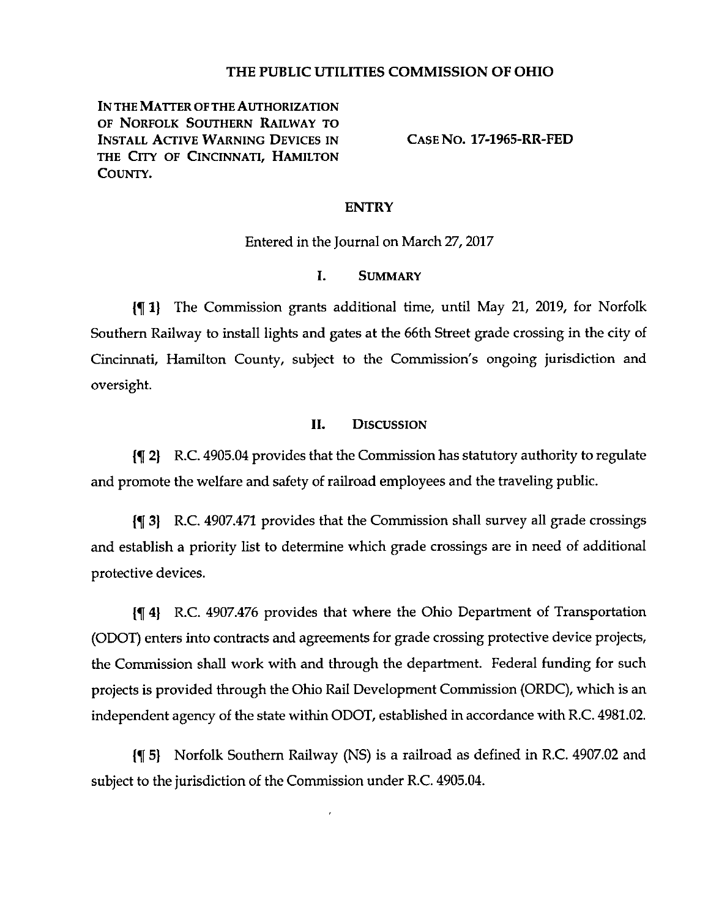# THE PUBLIC UTILITIES COMMISSION OF OHIO

IN THE MATTER OF THE AUTHORIZATION OF NORFOLK SOUTHERN RAILWAY TO INSTALL ACTIVE WARNING DEVICES IN THE CITY OF CINCINNATI, HAMILTON COUNTY.

CASE NO. 17-1965-RR-FED

## ENTRY

Entered in the Journal on March 27, 2017

### I. SUMMARY

{¶ 1} The Commission grants additional time, until May 21, 2019, for Norfolk Southern Railway to install lights and gates at the 66th Street grade crossing in the city of Cincinnati, Hamilton County, subject to the Commission's ongoing jurisdiction and oversight.

### II. DISCUSSION

{¶ 2} R.C. 4905.04 provides that the Commission has statutory authority to regulate and promote the welfare and safety of railroad employees and the traveling public.

{¶ 3} R.C. 4907.471 provides that the Commission shall survey all grade crossings and establish a priority list to determine which grade crossings are in need of additional protective devices.

{¶ 4} R.C. 4907.476 provides that where the Ohio Department of Transportation (ODOT) enters into contracts and agreements for grade crossing protective device projects, the Commission shall work with and through the department. Federal funding for such projects is provided through the Ohio Rail Development Commission (ORDC), which is an independent agency of the state within ODOT, established in accordance with R.C. 4981.02.

{¶ 5} Norfolk Southern Railway (NS) is a railroad as defined in R.C. 4907.02 and subject to the jurisdiction of the Commission under R.C. 4905.04.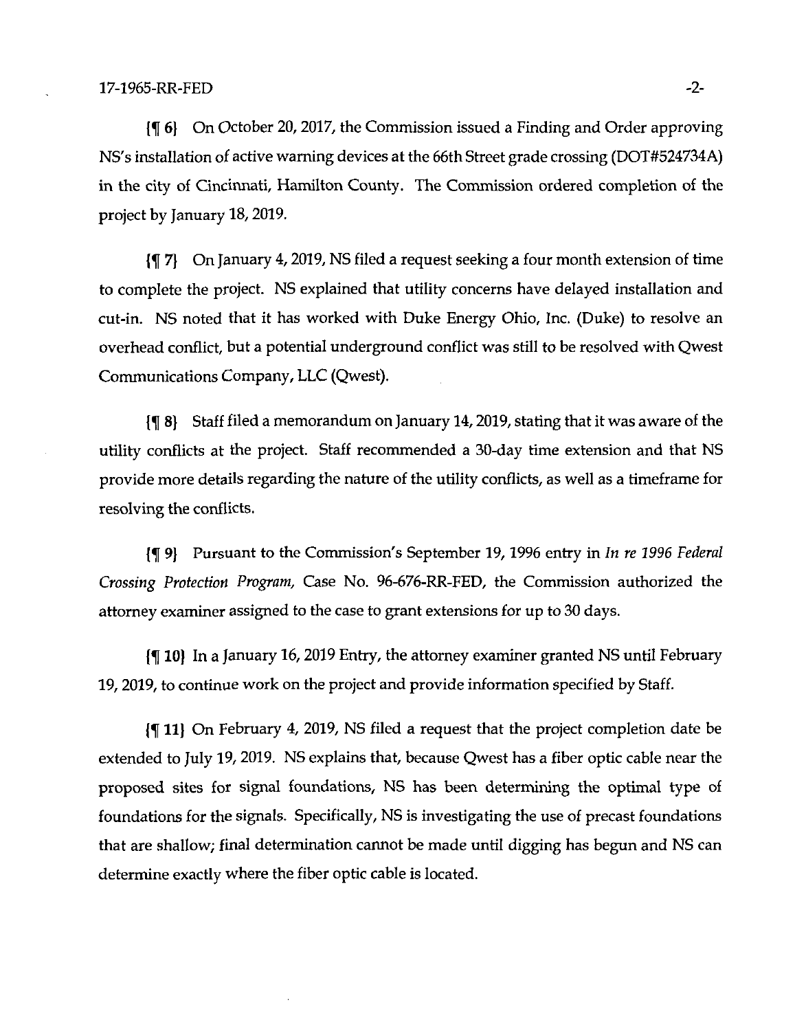{¶ 6} On October 20, 2017, the Commission issued a Finding and Order approving NS's installation of active warning devices at the 66th Street grade crossing (DOT#524734A) in the city of Cincinnati, Hamilton County. The Commission ordered completion of the project by January 18, 2019.

{¶ 7} On January 4, 2019, NS filed a request seeking a four month extension of time to complete the project. NS explained that utility concerns have delayed installation and cut-in. NS noted that it has worked with Duke Energy Ohio, Inc. (Duke) to resolve an overhead conflict, but a potential underground conflict was still to be resolved with Qwest Communications Company, LLC (Qwest).

{¶ 8} Staff filed a memorandum on January 14, 2019, stating that it was aware of the utility conflicts at the project. Staff recommended a 30-day time extension and that NS provide more details regarding the nature of the utility conflicts, as well as a timeframe for resolving the conflicts.

{¶ 9} Pursuant to the Commission's September 19, 1996 entry in *In re 1996 Federal Crossing Protection Program,* Case No. 96-676-RR-FED, the Commission authorized the attorney examiner assigned to the case to grant extensions for up to 30 days.

{¶ 10} In a January 16, 2019 Entry, the attorney examiner granted NS until February 19, 2019, to continue work on the project and provide information specified by Staff.

{¶ 11} On February 4, 2019, NS filed a request that the project completion date be extended to July 19, 2019. NS explains that, because Qwest has a fiber optic cable near the proposed sites for signal foundations, NS has been determining the optimal type of foundations for the signals. Specifically, NS is investigating the use of precast foundations that are shallow; final determination cannot be made until digging has begun and NS can determine exactly where the fiber optic cable is located.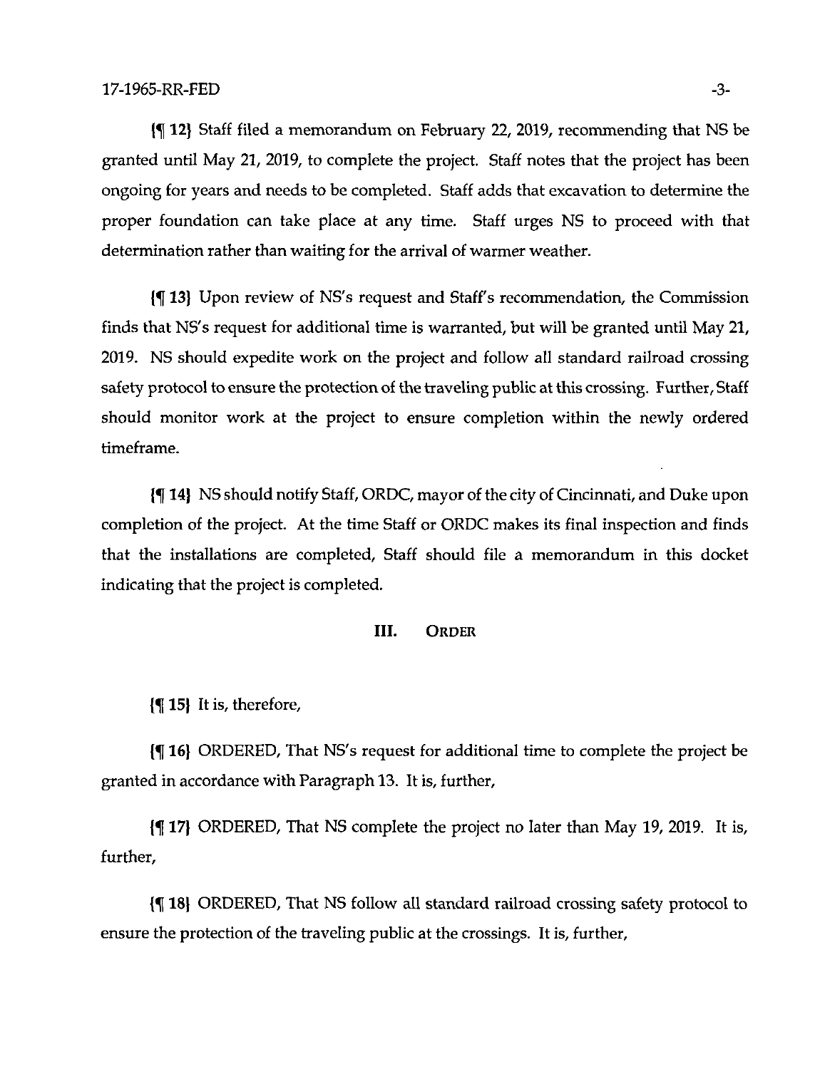{¶ 12} Staff filed a memorandum on February 22, 2019, recommending that NS be granted until May 21, 2019, to complete the project. Staff notes that the project has been ongoing for years and needs to be completed. Staff adds that excavation to determine the proper foundation can take place at any time. Staff urges NS to proceed with that determination rather than waiting for the arrival of warmer weather.

{¶ 13} Upon review of NS's request and Staff's recommendation, the Commission finds that NS's request for additional time is warranted, but will be granted until May 21, 2019. NS should expedite work on the project and follow all standard railroad crossing safety protocol to ensure the protection of the traveling public at this crossing. Further, Staff should monitor work at the project to ensure completion within the newly ordered timeframe.

{¶ 14} NS should notify Staff, ORDC, mayor of the city of Cincinnati, and Duke upon completion of the project. At the time Staff or ORDC makes its final inspection and finds that the installations are completed, Staff should file a memorandum in this docket indicating that the project is completed.

## III. ORDER

{¶ 15} It is, therefore,

{¶ 16} ORDERED, That NS's request for additional time to complete the project be granted in accordance with Paragraph 13. It is, further,

{¶ 17} ORDERED, That NS complete the project no later than May 19, 2019. It is, further,

{¶ 18} ORDERED, That NS follow all standard railroad crossing safety protocol to ensure the protection of the traveling public at the crossings. It is, further,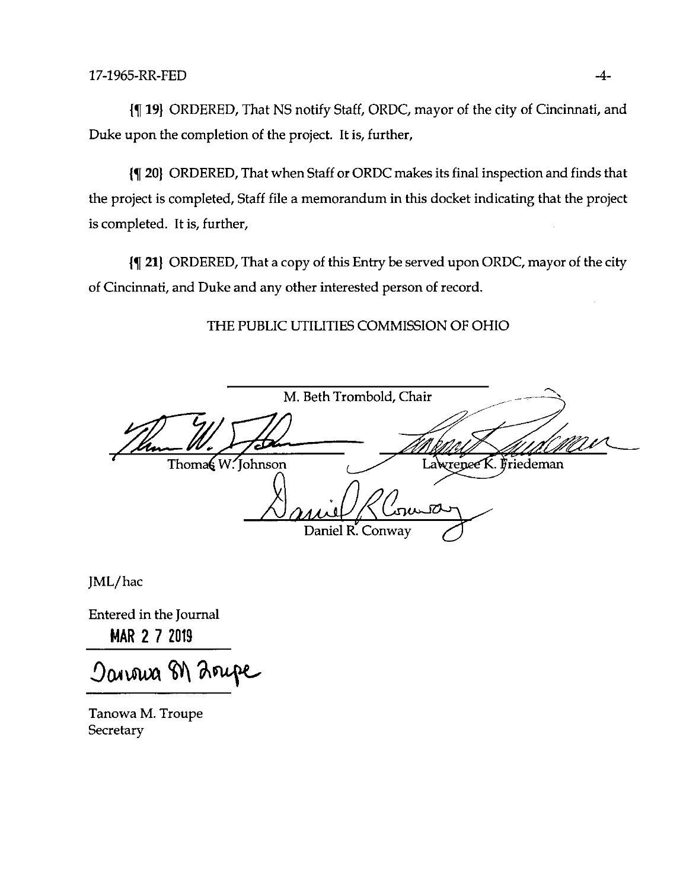{¶ 19} ORDERED, That NS notify Staff, ORDC, mayor of the city of Cincinnati, and Duke upon the completion of the project. It is, further,

{¶ 20} ORDERED, That when Staff or ORDC makes its final inspection and finds that the project is completed, Staff file a memorandum in this docket indicating that the project is completed. It is, further,

{¶ 21} ORDERED, That a copy of this Entry be served upon ORDC, mayor of the city of Cincinnati, and Duke and any other interested person of record.

THE PUBLIC UTILITIES COMMISSION OF OHIO

M. Beth Trombold, Chair

Thomas W. Johnson

Lawrence K. Friedeman

Daniel R. Conway

JML/hac

Entered in the Journal

MAR 2 7 2019

Tanowa M. Troupe
Secretary